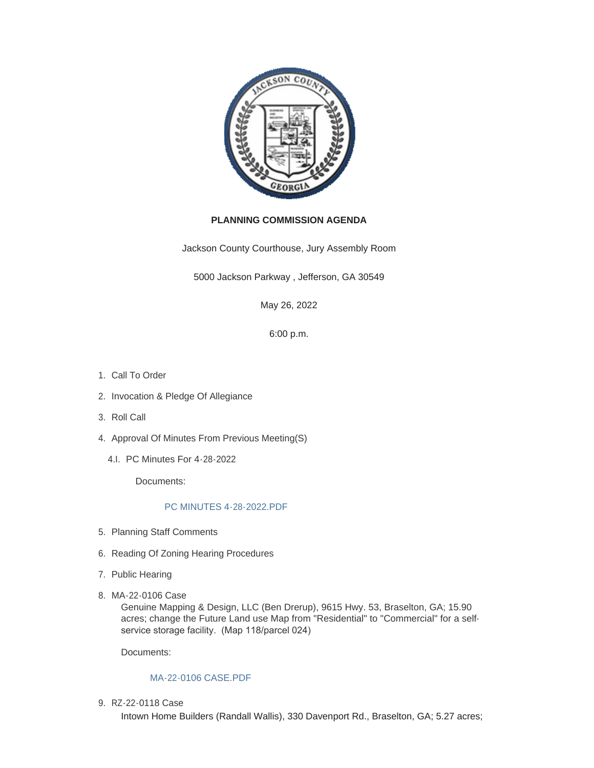**PLANNING COMMISSION AGENDA**

Jackson County Courthouse, Jury Assembly Room

5000 Jackson Parkway , Jefferson, GA 30549

May 26, 2022

6:00 p.m.

1. Call To Order
2. Invocation & Pledge Of Allegiance
3. Roll Call
4. Approval Of Minutes From Previous Meeting(S)

   4.I. PC Minutes For 4-28-2022

   Documents:

   PC MINUTES 4-28-2022.PDF

5. Planning Staff Comments
6. Reading Of Zoning Hearing Procedures
7. Public Hearing
8. MA-22-0106 Case

   Genuine Mapping & Design, LLC (Ben Drerup), 9615 Hwy. 53, Braselton, GA; 15.90 acres; change the Future Land use Map from "Residential" to "Commercial" for a self-service storage facility. (Map 118/parcel 024)

   Documents:

   MA-22-0106 CASE.PDF

9. RZ-22-0118 Case

   Intown Home Builders (Randall Wallis), 330 Davenport Rd., Braselton, GA; 5.27 acres;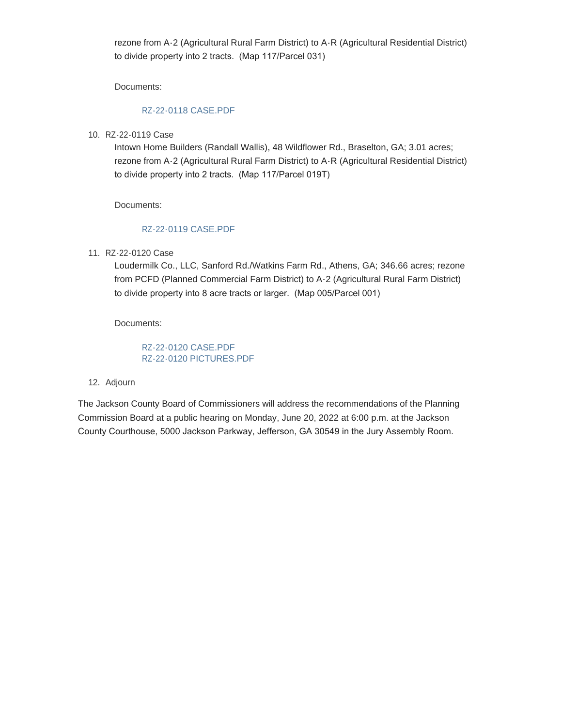rezone from A-2 (Agricultural Rural Farm District) to A-R (Agricultural Residential District) to divide property into 2 tracts. (Map 117/Parcel 031)

Documents:

RZ-22-0118 CASE.PDF

10. RZ-22-0119 Case

    Intown Home Builders (Randall Wallis), 48 Wildflower Rd., Braselton, GA; 3.01 acres; rezone from A-2 (Agricultural Rural Farm District) to A-R (Agricultural Residential District) to divide property into 2 tracts. (Map 117/Parcel 019T)

    Documents:

    RZ-22-0119 CASE.PDF

11. RZ-22-0120 Case

    Loudermilk Co., LLC, Sanford Rd./Watkins Farm Rd., Athens, GA; 346.66 acres; rezone from PCFD (Planned Commercial Farm District) to A-2 (Agricultural Rural Farm District) to divide property into 8 acre tracts or larger. (Map 005/Parcel 001)

    Documents:

    RZ-22-0120 CASE.PDF
    RZ-22-0120 PICTURES.PDF

12. Adjourn

The Jackson County Board of Commissioners will address the recommendations of the Planning Commission Board at a public hearing on Monday, June 20, 2022 at 6:00 p.m. at the Jackson County Courthouse, 5000 Jackson Parkway, Jefferson, GA 30549 in the Jury Assembly Room.